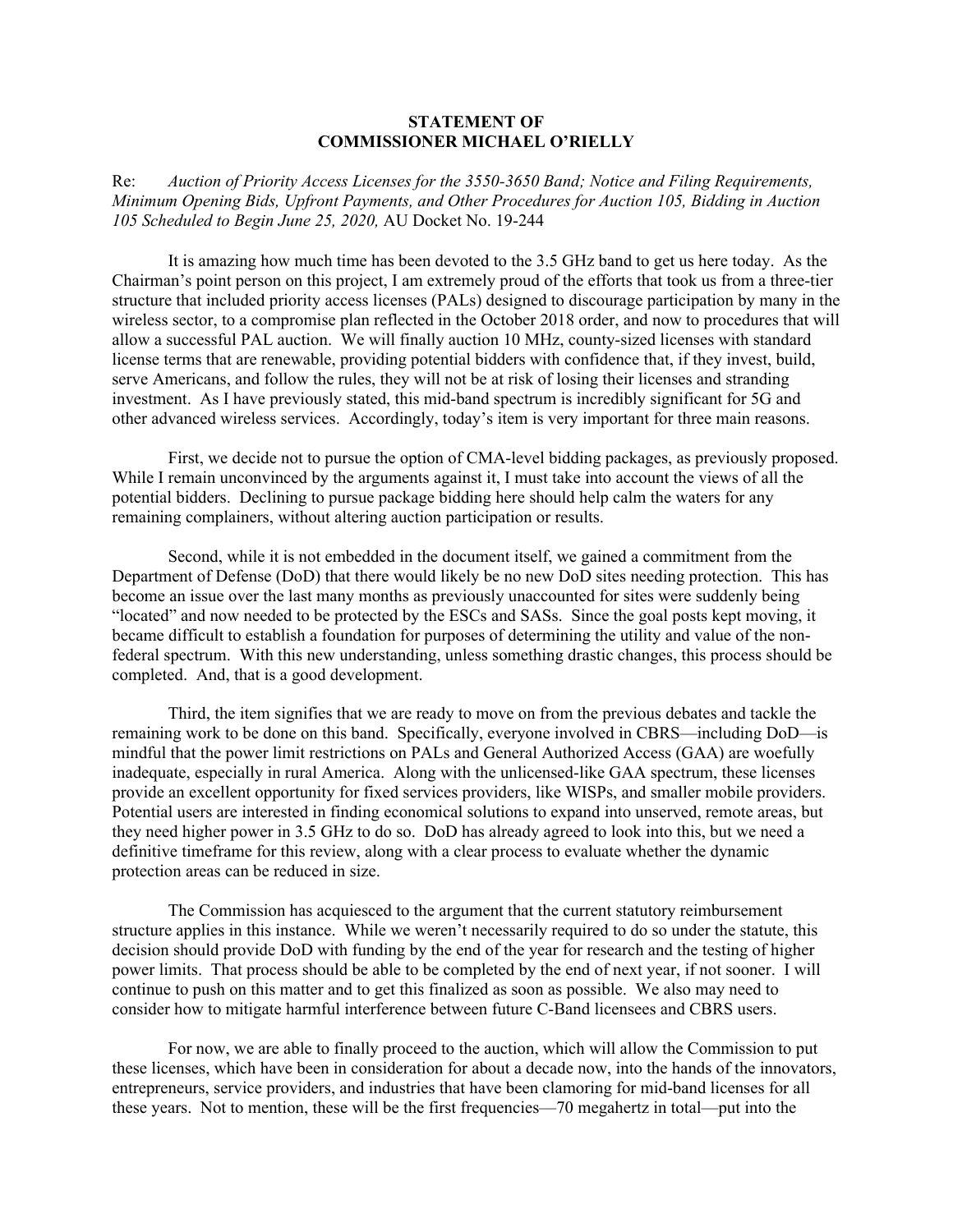**STATEMENT OF**
**COMMISSIONER MICHAEL O'RIELLY**

Re: *Auction of Priority Access Licenses for the 3550-3650 Band; Notice and Filing Requirements, Minimum Opening Bids, Upfront Payments, and Other Procedures for Auction 105, Bidding in Auction 105 Scheduled to Begin June 25, 2020,* AU Docket No. 19-244

It is amazing how much time has been devoted to the 3.5 GHz band to get us here today. As the Chairman's point person on this project, I am extremely proud of the efforts that took us from a three-tier structure that included priority access licenses (PALs) designed to discourage participation by many in the wireless sector, to a compromise plan reflected in the October 2018 order, and now to procedures that will allow a successful PAL auction. We will finally auction 10 MHz, county-sized licenses with standard license terms that are renewable, providing potential bidders with confidence that, if they invest, build, serve Americans, and follow the rules, they will not be at risk of losing their licenses and stranding investment. As I have previously stated, this mid-band spectrum is incredibly significant for 5G and other advanced wireless services. Accordingly, today's item is very important for three main reasons.

First, we decide not to pursue the option of CMA-level bidding packages, as previously proposed. While I remain unconvinced by the arguments against it, I must take into account the views of all the potential bidders. Declining to pursue package bidding here should help calm the waters for any remaining complainers, without altering auction participation or results.

Second, while it is not embedded in the document itself, we gained a commitment from the Department of Defense (DoD) that there would likely be no new DoD sites needing protection. This has become an issue over the last many months as previously unaccounted for sites were suddenly being "located" and now needed to be protected by the ESCs and SASs. Since the goal posts kept moving, it became difficult to establish a foundation for purposes of determining the utility and value of the non-federal spectrum. With this new understanding, unless something drastic changes, this process should be completed. And, that is a good development.

Third, the item signifies that we are ready to move on from the previous debates and tackle the remaining work to be done on this band. Specifically, everyone involved in CBRS—including DoD—is mindful that the power limit restrictions on PALs and General Authorized Access (GAA) are woefully inadequate, especially in rural America. Along with the unlicensed-like GAA spectrum, these licenses provide an excellent opportunity for fixed services providers, like WISPs, and smaller mobile providers. Potential users are interested in finding economical solutions to expand into unserved, remote areas, but they need higher power in 3.5 GHz to do so. DoD has already agreed to look into this, but we need a definitive timeframe for this review, along with a clear process to evaluate whether the dynamic protection areas can be reduced in size.

The Commission has acquiesced to the argument that the current statutory reimbursement structure applies in this instance. While we weren't necessarily required to do so under the statute, this decision should provide DoD with funding by the end of the year for research and the testing of higher power limits. That process should be able to be completed by the end of next year, if not sooner. I will continue to push on this matter and to get this finalized as soon as possible. We also may need to consider how to mitigate harmful interference between future C-Band licensees and CBRS users.

For now, we are able to finally proceed to the auction, which will allow the Commission to put these licenses, which have been in consideration for about a decade now, into the hands of the innovators, entrepreneurs, service providers, and industries that have been clamoring for mid-band licenses for all these years. Not to mention, these will be the first frequencies—70 megahertz in total—put into the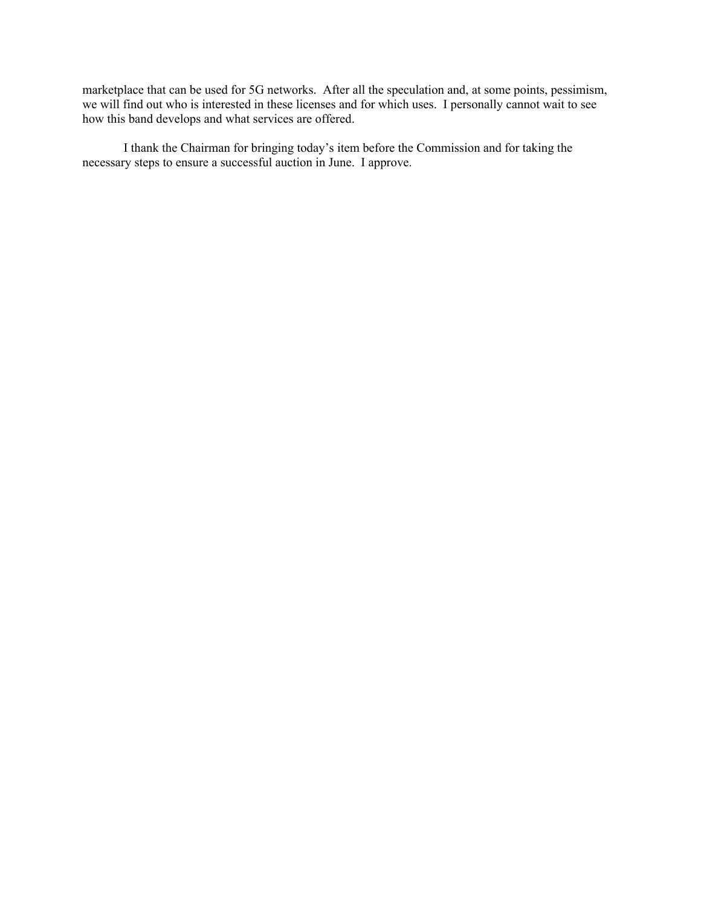marketplace that can be used for 5G networks. After all the speculation and, at some points, pessimism, we will find out who is interested in these licenses and for which uses. I personally cannot wait to see how this band develops and what services are offered.

I thank the Chairman for bringing today's item before the Commission and for taking the necessary steps to ensure a successful auction in June. I approve.